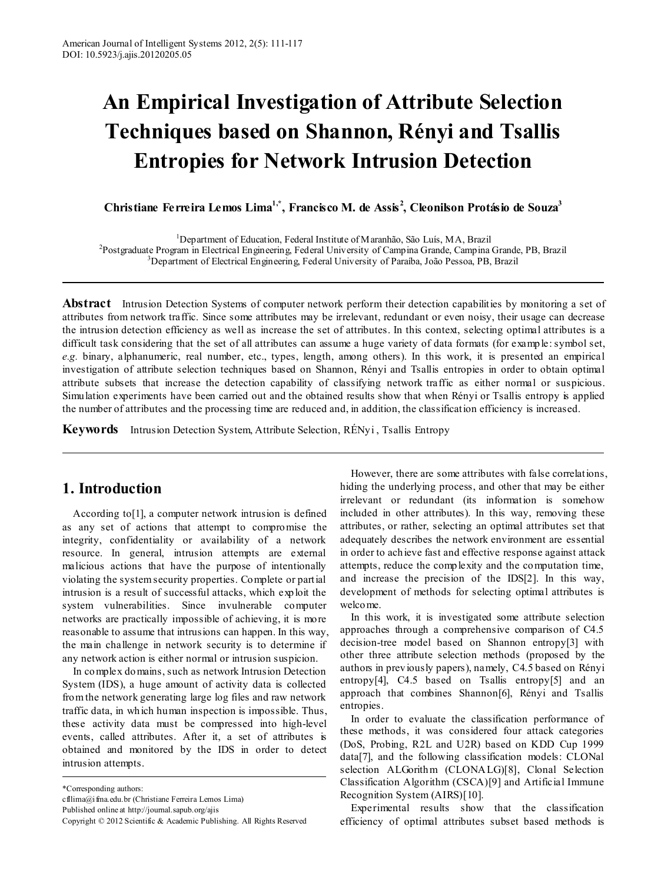# An Empirical Investigation of Attribute Selection Techniques based on Shannon, Rényi and Tsallis Entropies for Network Intrusion Detection

**Christiane Ferreira Lemos Lima[1,*], Francisco M. de Assis[2], Cleonilson Protásio de Souza[3]**

[1]Department of Education, Federal Institute of Maranhão, São Luís, MA, Brazil
[2]Postgraduate Program in Electrical Engineering, Federal University of Campina Grande, Campina Grande, PB, Brazil
[3]Department of Electrical Engineering, Federal University of Paraíba, João Pessoa, PB, Brazil

**Abstract** Intrusion Detection Systems of computer network perform their detection capabilities by monitoring a set of attributes from network traffic. Since some attributes may be irrelevant, redundant or even noisy, their usage can decrease the intrusion detection efficiency as well as increase the set of attributes. In this context, selecting optimal attributes is a difficult task considering that the set of all attributes can assume a huge variety of data formats (for example: symbol set, *e.g.* binary, alphanumeric, real number, etc., types, length, among others). In this work, it is presented an empirical investigation of attribute selection techniques based on Shannon, Rényi and Tsallis entropies in order to obtain optimal attribute subsets that increase the detection capability of classifying network traffic as either normal or suspicious. Simulation experiments have been carried out and the obtained results show that when Rényi or Tsallis entropy is applied the number of attributes and the processing time are reduced and, in addition, the classification efficiency is increased.

**Keywords** Intrusion Detection System, Attribute Selection, RÉNyi , Tsallis Entropy

## 1. Introduction

According to[1], a computer network intrusion is defined as any set of actions that attempt to compromise the integrity, confidentiality or availability of a network resource. In general, intrusion attempts are external malicious actions that have the purpose of intentionally violating the system security properties. Complete or partial intrusion is a result of successful attacks, which exploit the system vulnerabilities. Since invulnerable computer networks are practically impossible of achieving, it is more reasonable to assume that intrusions can happen. In this way, the main challenge in network security is to determine if any network action is either normal or intrusion suspicion.

In complex domains, such as network Intrusion Detection System (IDS), a huge amount of activity data is collected from the network generating large log files and raw network traffic data, in which human inspection is impossible. Thus, these activity data must be compressed into high-level events, called attributes. After it, a set of attributes is obtained and monitored by the IDS in order to detect intrusion attempts.

However, there are some attributes with false correlations, hiding the underlying process, and other that may be either irrelevant or redundant (its information is somehow included in other attributes). In this way, removing these attributes, or rather, selecting an optimal attributes set that adequately describes the network environment are essential in order to achieve fast and effective response against attack attempts, reduce the complexity and the computation time, and increase the precision of the IDS[2]. In this way, development of methods for selecting optimal attributes is welcome.

In this work, it is investigated some attribute selection approaches through a comprehensive comparison of C4.5 decision-tree model based on Shannon entropy[3] with other three attribute selection methods (proposed by the authors in previously papers), namely, C4.5 based on Rényi entropy[4], C4.5 based on Tsallis entropy[5] and an approach that combines Shannon[6], Rényi and Tsallis entropies.

In order to evaluate the classification performance of these methods, it was considered four attack categories (DoS, Probing, R2L and U2R) based on KDD Cup 1999 data[7], and the following classification models: CLONal selection ALGorithm (CLONALG)[8], Clonal Selection Classification Algorithm (CSCA)[9] and Artificial Immune Recognition System (AIRS)[10].

Experimental results show that the classification efficiency of optimal attributes subset based methods is

---

*Corresponding authors:
cfllima@ifma.edu.br (Christiane Ferreira Lemos Lima)
Published online at http://journal.sapub.org/ajis
Copyright © 2012 Scientific & Academic Publishing. All Rights Reserved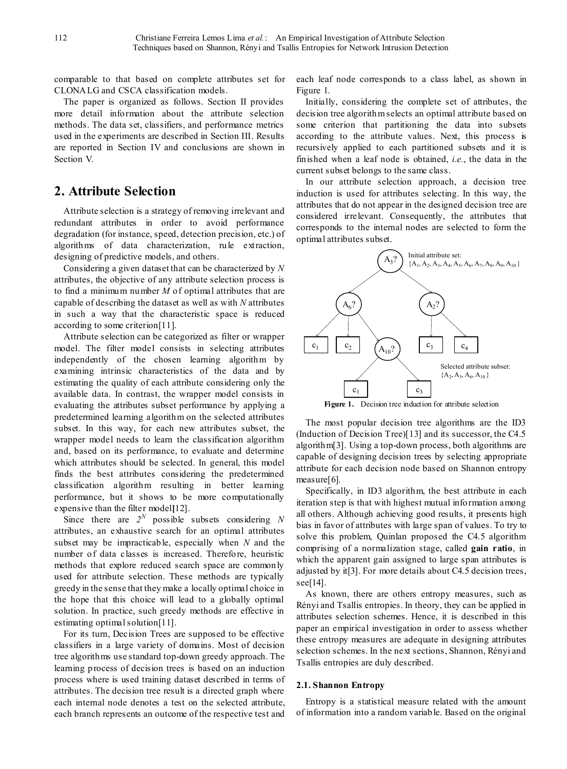comparable to that based on complete attributes set for CLONALG and CSCA classification models.

The paper is organized as follows. Section II provides more detail information about the attribute selection methods. The data set, classifiers, and performance metrics used in the experiments are described in Section III. Results are reported in Section IV and conclusions are shown in Section V.

## 2. Attribute Selection

Attribute selection is a strategy of removing irrelevant and redundant attributes in order to avoid performance degradation (for instance, speed, detection precision, etc.) of algorithms of data characterization, rule extraction, designing of predictive models, and others.

Considering a given dataset that can be characterized by $N$ attributes, the objective of any attribute selection process is to find a minimum number $M$ of optimal attributes that are capable of describing the dataset as well as with $N$ attributes in such a way that the characteristic space is reduced according to some criterion[11].

Attribute selection can be categorized as filter or wrapper model. The filter model consists in selecting attributes independently of the chosen learning algorithm by examining intrinsic characteristics of the data and by estimating the quality of each attribute considering only the available data. In contrast, the wrapper model consists in evaluating the attributes subset performance by applying a predetermined learning algorithm on the selected attributes subset. In this way, for each new attributes subset, the wrapper model needs to learn the classification algorithm and, based on its performance, to evaluate and determine which attributes should be selected. In general, this model finds the best attributes considering the predetermined classification algorithm resulting in better learning performance, but it shows to be more computationally expensive than the filter model[12].

Since there are $2^N$ possible subsets considering $N$ attributes, an exhaustive search for an optimal attributes subset may be impracticable, especially when $N$ and the number of data classes is increased. Therefore, heuristic methods that explore reduced search space are commonly used for attribute selection. These methods are typically greedy in the sense that they make a locally optimal choice in the hope that this choice will lead to a globally optimal solution. In practice, such greedy methods are effective in estimating optimal solution[11].

For its turn, Decision Trees are supposed to be effective classifiers in a large variety of domains. Most of decision tree algorithms use standard top-down greedy approach. The learning process of decision trees is based on an induction process where is used training dataset described in terms of attributes. The decision tree result is a directed graph where each internal node denotes a test on the selected attribute, each branch represents an outcome of the respective test and each leaf node corresponds to a class label, as shown in Figure 1.

Initially, considering the complete set of attributes, the decision tree algorithm selects an optimal attribute based on some criterion that partitioning the data into subsets according to the attribute values. Next, this process is recursively applied to each partitioned subsets and it is finished when a leaf node is obtained, *i.e.*, the data in the current subset belongs to the same class.

In our attribute selection approach, a decision tree induction is used for attributes selecting. In this way, the attributes that do not appear in the designed decision tree are considered irrelevant. Consequently, the attributes that corresponds to the internal nodes are selected to form the optimal attributes subset.

Initial attribute set: $\{A_1, A_2, A_3, A_4, A_5, A_6, A_7, A_8, A_9, A_{10}\}$

Selected attribute subset: $\{A_2, A_3, A_6, A_{10}\}$

**Figure 1.** Decision tree induction for attribute selection

The most popular decision tree algorithms are the ID3 (Induction of Decision Tree)[13] and its successor, the C4.5 algorithm[3]. Using a top-down process, both algorithms are capable of designing decision trees by selecting appropriate attribute for each decision node based on Shannon entropy measure[6].

Specifically, in ID3 algorithm, the best attribute in each iteration step is that with highest mutual information among all others. Although achieving good results, it presents high bias in favor of attributes with large span of values. To try to solve this problem, Quinlan proposed the C4.5 algorithm comprising of a normalization stage, called **gain ratio**, in which the apparent gain assigned to large span attributes is adjusted by it[3]. For more details about C4.5 decision trees, see[14].

As known, there are others entropy measures, such as Rényi and Tsallis entropies. In theory, they can be applied in attributes selection schemes. Hence, it is described in this paper an empirical investigation in order to assess whether these entropy measures are adequate in designing attributes selection schemes. In the next sections, Shannon, Rényi and Tsallis entropies are duly described.

### 2.1. Shannon Entropy

Entropy is a statistical measure related with the amount of information into a random variable. Based on the original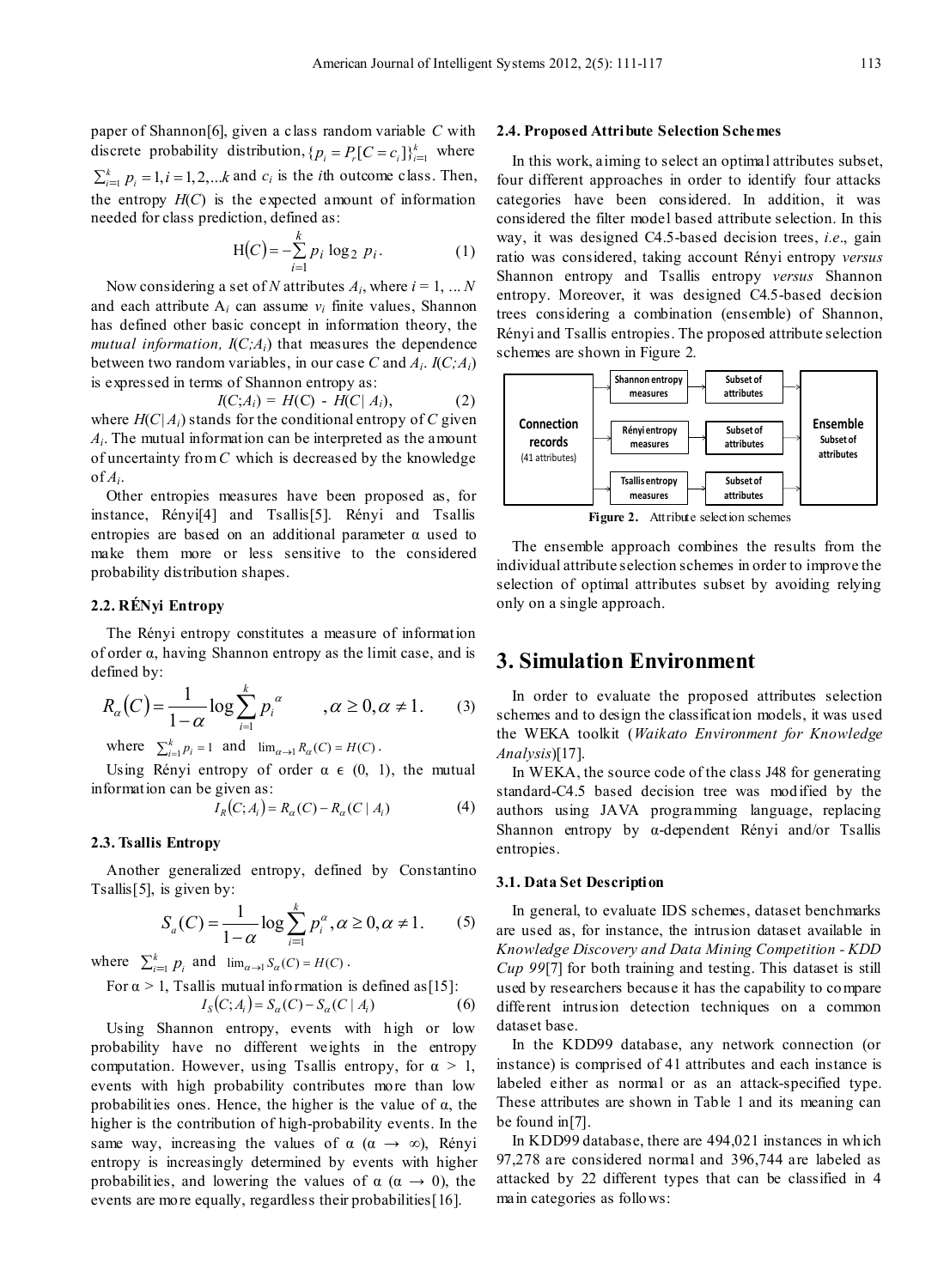paper of Shannon[6], given a class random variable $C$ with discrete probability distribution, $\{p_i = P_r[C = c_i]\}_{i=1}^{k}$ where $\sum_{i=1}^{k} p_i = 1, i = 1, 2, \ldots k$ and $c_i$ is the $i$th outcome class. Then, the entropy $H(C)$ is the expected amount of information needed for class prediction, defined as:

$$\mathrm{H}(C) = -\sum_{i=1}^{k} p_i \log_2 p_i . \qquad (1)$$

Now considering a set of $N$ attributes $A_i$, where $i = 1, \ldots N$ and each attribute $A_i$ can assume $v_i$ finite values, Shannon has defined other basic concept in information theory, the *mutual information,* $I(C;A_i)$ that measures the dependence between two random variables, in our case $C$ and $A_i$. $I(C;A_i)$ is expressed in terms of Shannon entropy as:

$$I(C;A_i) = H(C) - H(C|A_i), \qquad (2)$$

where $H(C|A_i)$ stands for the conditional entropy of $C$ given $A_i$. The mutual information can be interpreted as the amount of uncertainty from $C$ which is decreased by the knowledge of $A_i$.

Other entropies measures have been proposed as, for instance, Rényi[4] and Tsallis[5]. Rényi and Tsallis entropies are based on an additional parameter α used to make them more or less sensitive to the considered probability distribution shapes.

### 2.2. RÉNyi Entropy

The Rényi entropy constitutes a measure of information of order α, having Shannon entropy as the limit case, and is defined by:

$$R_\alpha(C) = \frac{1}{1-\alpha} \log \sum_{i=1}^{k} p_i^{\alpha} \qquad , \alpha \geq 0, \alpha \neq 1. \qquad (3)$$

where $\sum_{i=1}^{k} p_i = 1$ and $\lim_{\alpha \to 1} R_\alpha(C) = H(C)$.

Using Rényi entropy of order $\alpha \in (0, 1)$, the mutual information can be given as:

$$I_R(C;A_i) = R_\alpha(C) - R_\alpha(C \mid A_i) \qquad (4)$$

### 2.3. Tsallis Entropy

Another generalized entropy, defined by Constantino Tsallis[5], is given by:

$$S_a(C) = \frac{1}{1-\alpha} \log \sum_{i=1}^{k} p_i^{\alpha}, \alpha \geq 0, \alpha \neq 1. \qquad (5)$$

where $\sum_{i=1}^{k} p_i$ and $\lim_{\alpha \to 1} S_\alpha(C) = H(C)$.

For $\alpha > 1$, Tsallis mutual information is defined as[15]:

$$I_S(C;A_i) = S_\alpha(C) - S_\alpha(C \mid A_i) \qquad (6)$$

Using Shannon entropy, events with high or low probability have no different weights in the entropy computation. However, using Tsallis entropy, for $\alpha > 1$, events with high probability contributes more than low probabilities ones. Hence, the higher is the value of α, the higher is the contribution of high-probability events. In the same way, increasing the values of α ($\alpha \to \infty$), Rényi entropy is increasingly determined by events with higher probabilities, and lowering the values of α ($\alpha \to 0$), the events are more equally, regardless their probabilities[16].

### 2.4. Proposed Attribute Selection Schemes

In this work, aiming to select an optimal attributes subset, four different approaches in order to identify four attacks categories have been considered. In addition, it was considered the filter model based attribute selection. In this way, it was designed C4.5-based decision trees, *i.e*., gain ratio was considered, taking account Rényi entropy *versus* Shannon entropy and Tsallis entropy *versus* Shannon entropy. Moreover, it was designed C4.5-based decision trees considering a combination (ensemble) of Shannon, Rényi and Tsallis entropies. The proposed attribute selection schemes are shown in Figure 2.

| | | | |
|---|---|---|---|
| Connection records (41 attributes) | Shannon entropy measures | Subset of attributes | Ensemble Subset of attributes |
| | Rényi entropy measures | Subset of attributes | |
| | Tsallis entropy measures | Subset of attributes | |

**Figure 2.** Attribute selection schemes

The ensemble approach combines the results from the individual attribute selection schemes in order to improve the selection of optimal attributes subset by avoiding relying only on a single approach.

## 3. Simulation Environment

In order to evaluate the proposed attributes selection schemes and to design the classification models, it was used the WEKA toolkit (*Waikato Environment for Knowledge Analysis*)[17].

In WEKA, the source code of the class J48 for generating standard-C4.5 based decision tree was modified by the authors using JAVA programming language, replacing Shannon entropy by α-dependent Rényi and/or Tsallis entropies.

### 3.1. Data Set Description

In general, to evaluate IDS schemes, dataset benchmarks are used as, for instance, the intrusion dataset available in *Knowledge Discovery and Data Mining Competition - KDD Cup 99*[7] for both training and testing. This dataset is still used by researchers because it has the capability to compare different intrusion detection techniques on a common dataset base.

In the KDD99 database, any network connection (or instance) is comprised of 41 attributes and each instance is labeled either as normal or as an attack-specified type. These attributes are shown in Table 1 and its meaning can be found in[7].

In KDD99 database, there are 494,021 instances in which 97,278 are considered normal and 396,744 are labeled as attacked by 22 different types that can be classified in 4 main categories as follows: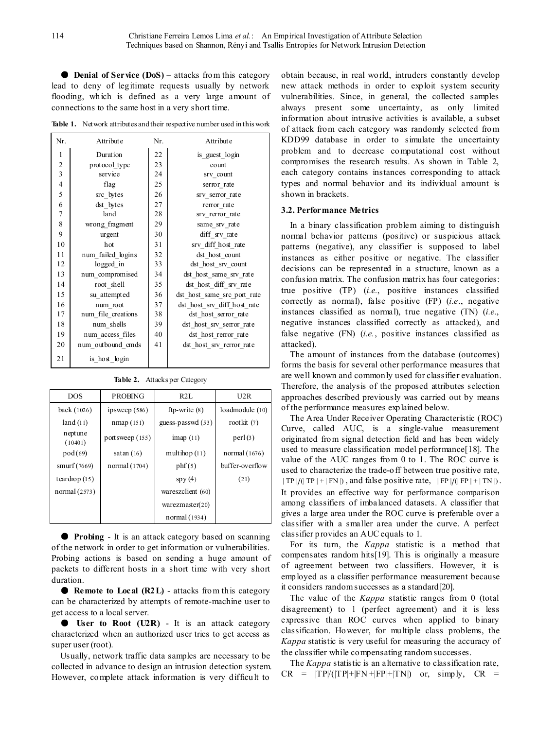● **Denial of Service (DoS)** – attacks from this category lead to deny of legitimate requests usually by network flooding, which is defined as a very large amount of connections to the same host in a very short time.

**Table 1.** Network attributes and their respective number used in this work

| Nr. | Attribute | Nr. | Attribute |
|---|---|---|---|
| 1 | Duration | 22 | is_guest_login |
| 2 | protocol_type | 23 | count |
| 3 | service | 24 | srv_count |
| 4 | flag | 25 | serror_rate |
| 5 | src_bytes | 26 | srv_serror_rate |
| 6 | dst_bytes | 27 | rerror_rate |
| 7 | land | 28 | srv_rerror_rate |
| 8 | wrong_fragment | 29 | same_srv_rate |
| 9 | urgent | 30 | diff_srv_rate |
| 10 | hot | 31 | srv_diff_host_rate |
| 11 | num_failed_logins | 32 | dst_host_count |
| 12 | logged_in | 33 | dst_host_srv_count |
| 13 | num_compromised | 34 | dst_host_same_srv_rate |
| 14 | root_shell | 35 | dst_host_diff_srv_rate |
| 15 | su_attempted | 36 | dst_host_same_src_port_rate |
| 16 | num_root | 37 | dst_host_srv_diff_host_rate |
| 17 | num_file_creations | 38 | dst_host_serror_rate |
| 18 | num_shells | 39 | dst_host_srv_serror_rate |
| 19 | num_access_files | 40 | dst_host_rerror_rate |
| 20 | num_outbound_cmds | 41 | dst_host_srv_rerror_rate |
| 21 | is_host_login | | |

**Table 2.** Attacks per Category

| DOS | PROBING | R2L | U2R |
|---|---|---|---|
| back (1026) | ipsweep (586) | ftp-write (8) | loadmodule (10) |
| land (11) | nmap (151) | guess-passwd (53) | rootkit (7) |
| neptune (10401) | portsweep (155) | imap (11) | perl (3) |
| pod (69) | satan (16) | multihop (11) | normal (1676) |
| smurf (7669) | normal (1704) | phf (5) | buffer-overflow (21) |
| teardrop (15) | | spy (4) | |
| normal (2573) | | wareszclient (60) | |
| | | warezmaster(20) | |
| | | normal (1934) | |

● **Probing** - It is an attack category based on scanning of the network in order to get information or vulnerabilities. Probing actions is based on sending a huge amount of packets to different hosts in a short time with very short duration.

● **Remote to Local (R2L)** - attacks from this category can be characterized by attempts of remote-machine user to get access to a local server.

● **User to Root (U2R)** - It is an attack category characterized when an authorized user tries to get access as super user (root).

Usually, network traffic data samples are necessary to be collected in advance to design an intrusion detection system. However, complete attack information is very difficult to obtain because, in real world, intruders constantly develop new attack methods in order to exploit system security vulnerabilities. Since, in general, the collected samples always present some uncertainty, as only limited information about intrusive activities is available, a subset of attack from each category was randomly selected from KDD99 database in order to simulate the uncertainty problem and to decrease computational cost without compromises the research results. As shown in Table 2, each category contains instances corresponding to attack types and normal behavior and its individual amount is shown in brackets.

### 3.2. Performance Metrics

In a binary classification problem aiming to distinguish normal behavior patterns (positive) or suspicious attack patterns (negative), any classifier is supposed to label instances as either positive or negative. The classifier decisions can be represented in a structure, known as a confusion matrix. The confusion matrix has four categories: true positive (TP) (*i.e.*, positive instances classified correctly as normal), false positive (FP) (*i.e.*, negative instances classified as normal), true negative (TN) (*i.e.*, negative instances classified correctly as attacked), and false negative (FN) (*i.e.*, positive instances classified as attacked).

The amount of instances from the database (outcomes) forms the basis for several other performance measures that are well known and commonly used for classifier evaluation. Therefore, the analysis of the proposed attributes selection approaches described previously was carried out by means of the performance measures explained below.

The Area Under Receiver Operating Characteristic (ROC) Curve, called AUC, is a single-value measurement originated from signal detection field and has been widely used to measure classification model performance[18]. The value of the AUC ranges from 0 to 1. The ROC curve is used to characterize the trade-off between true positive rate, $|TP|/(|TP|+|FN|)$, and false positive rate, $|FP|/(|FP|+|TN|)$. It provides an effective way for performance comparison among classifiers of imbalanced datasets. A classifier that gives a large area under the ROC curve is preferable over a classifier with a smaller area under the curve. A perfect classifier provides an AUC equals to 1.

For its turn, the *Kappa* statistic is a method that compensates random hits[19]. This is originally a measure of agreement between two classifiers. However, it is employed as a classifier performance measurement because it considers random successes as a standard[20].

The value of the *Kappa* statistic ranges from 0 (total disagreement) to 1 (perfect agreement) and it is less expressive than ROC curves when applied to binary classification. However, for multiple class problems, the *Kappa* statistic is very useful for measuring the accuracy of the classifier while compensating random successes.

The *Kappa* statistic is an alternative to classification rate, CR = $|TP|/(|TP|+|FN|+|FP|+|TN|)$ or, simply, CR =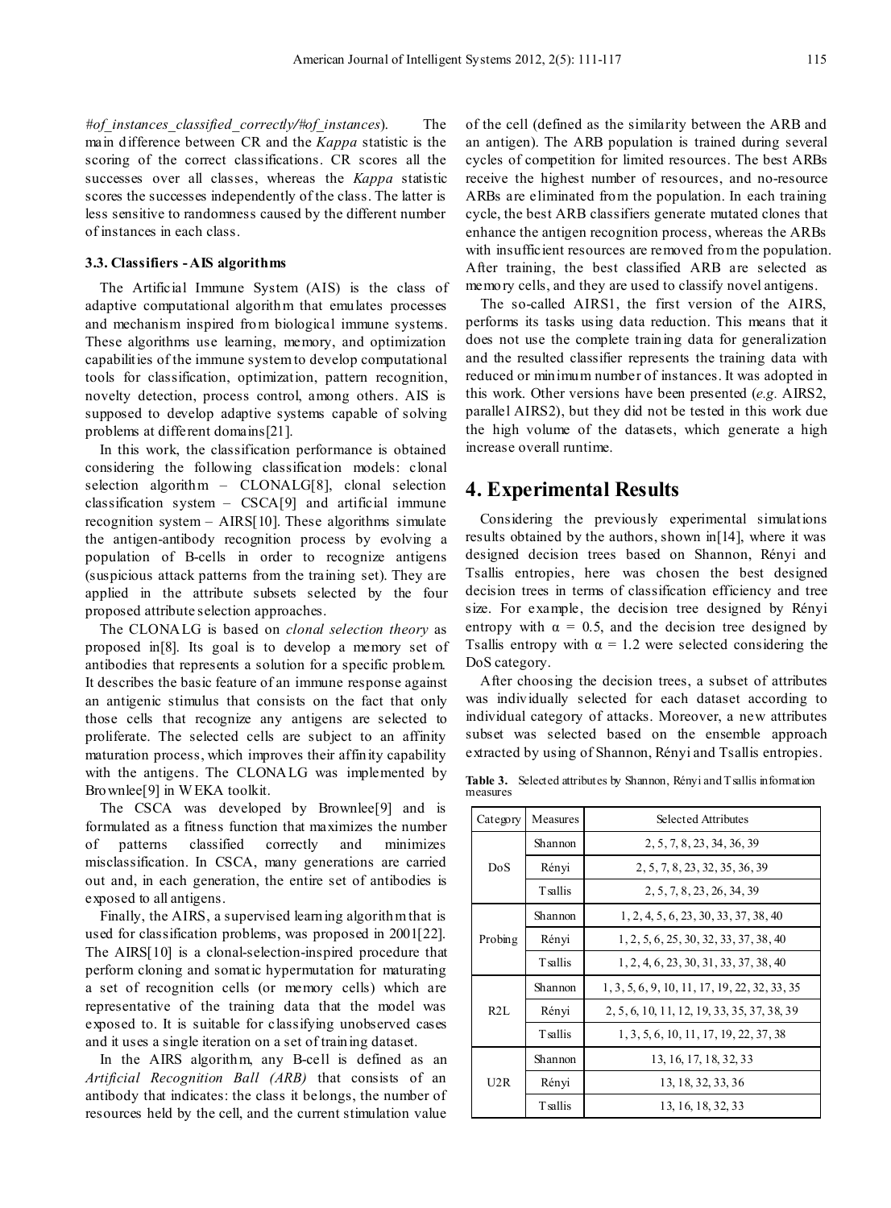*#of_instances_classified_correctly/#of_instances*). The main difference between CR and the *Kappa* statistic is the scoring of the correct classifications. CR scores all the successes over all classes, whereas the *Kappa* statistic scores the successes independently of the class. The latter is less sensitive to randomness caused by the different number of instances in each class.

### 3.3. Classifiers - AIS algorithms

The Artificial Immune System (AIS) is the class of adaptive computational algorithm that emulates processes and mechanism inspired from biological immune systems. These algorithms use learning, memory, and optimization capabilities of the immune system to develop computational tools for classification, optimization, pattern recognition, novelty detection, process control, among others. AIS is supposed to develop adaptive systems capable of solving problems at different domains[21].

In this work, the classification performance is obtained considering the following classification models: clonal selection algorithm – CLONALG[8], clonal selection classification system – CSCA[9] and artificial immune recognition system – AIRS[10]. These algorithms simulate the antigen-antibody recognition process by evolving a population of B-cells in order to recognize antigens (suspicious attack patterns from the training set). They are applied in the attribute subsets selected by the four proposed attribute selection approaches.

The CLONALG is based on *clonal selection theory* as proposed in[8]. Its goal is to develop a memory set of antibodies that represents a solution for a specific problem. It describes the basic feature of an immune response against an antigenic stimulus that consists on the fact that only those cells that recognize any antigens are selected to proliferate. The selected cells are subject to an affinity maturation process, which improves their affinity capability with the antigens. The CLONALG was implemented by Brownlee[9] in WEKA toolkit.

The CSCA was developed by Brownlee[9] and is formulated as a fitness function that maximizes the number of patterns classified correctly and minimizes misclassification. In CSCA, many generations are carried out and, in each generation, the entire set of antibodies is exposed to all antigens.

Finally, the AIRS, a supervised learning algorithm that is used for classification problems, was proposed in 2001[22]. The AIRS[10] is a clonal-selection-inspired procedure that perform cloning and somatic hypermutation for maturating a set of recognition cells (or memory cells) which are representative of the training data that the model was exposed to. It is suitable for classifying unobserved cases and it uses a single iteration on a set of training dataset.

In the AIRS algorithm, any B-cell is defined as an *Artificial Recognition Ball (ARB)* that consists of an antibody that indicates: the class it belongs, the number of resources held by the cell, and the current stimulation value of the cell (defined as the similarity between the ARB and an antigen). The ARB population is trained during several cycles of competition for limited resources. The best ARBs receive the highest number of resources, and no-resource ARBs are eliminated from the population. In each training cycle, the best ARB classifiers generate mutated clones that enhance the antigen recognition process, whereas the ARBs with insufficient resources are removed from the population. After training, the best classified ARB are selected as memory cells, and they are used to classify novel antigens.

The so-called AIRS1, the first version of the AIRS, performs its tasks using data reduction. This means that it does not use the complete training data for generalization and the resulted classifier represents the training data with reduced or minimum number of instances. It was adopted in this work. Other versions have been presented (*e.g.* AIRS2, parallel AIRS2), but they did not be tested in this work due the high volume of the datasets, which generate a high increase overall runtime.

# 4. Experimental Results

Considering the previously experimental simulations results obtained by the authors, shown in[14], where it was designed decision trees based on Shannon, Rényi and Tsallis entropies, here was chosen the best designed decision trees in terms of classification efficiency and tree size. For example, the decision tree designed by Rényi entropy with $\alpha = 0.5$, and the decision tree designed by Tsallis entropy with $\alpha = 1.2$ were selected considering the DoS category.

After choosing the decision trees, a subset of attributes was individually selected for each dataset according to individual category of attacks. Moreover, a new attributes subset was selected based on the ensemble approach extracted by using of Shannon, Rényi and Tsallis entropies.

**Table 3.** Selected attributes by Shannon, Rényi and Tsallis information measures

| Category | Measures | Selected Attributes |
|---|---|---|
| DoS | Shannon | 2, 5, 7, 8, 23, 34, 36, 39 |
| | Rényi | 2, 5, 7, 8, 23, 32, 35, 36, 39 |
| | Tsallis | 2, 5, 7, 8, 23, 26, 34, 39 |
| Probing | Shannon | 1, 2, 4, 5, 6, 23, 30, 33, 37, 38, 40 |
| | Rényi | 1, 2, 5, 6, 25, 30, 32, 33, 37, 38, 40 |
| | Tsallis | 1, 2, 4, 6, 23, 30, 31, 33, 37, 38, 40 |
| R2L | Shannon | 1, 3, 5, 6, 9, 10, 11, 17, 19, 22, 32, 33, 35 |
| | Rényi | 2, 5, 6, 10, 11, 12, 19, 33, 35, 37, 38, 39 |
| | Tsallis | 1, 3, 5, 6, 10, 11, 17, 19, 22, 37, 38 |
| U2R | Shannon | 13, 16, 17, 18, 32, 33 |
| | Rényi | 13, 18, 32, 33, 36 |
| | Tsallis | 13, 16, 18, 32, 33 |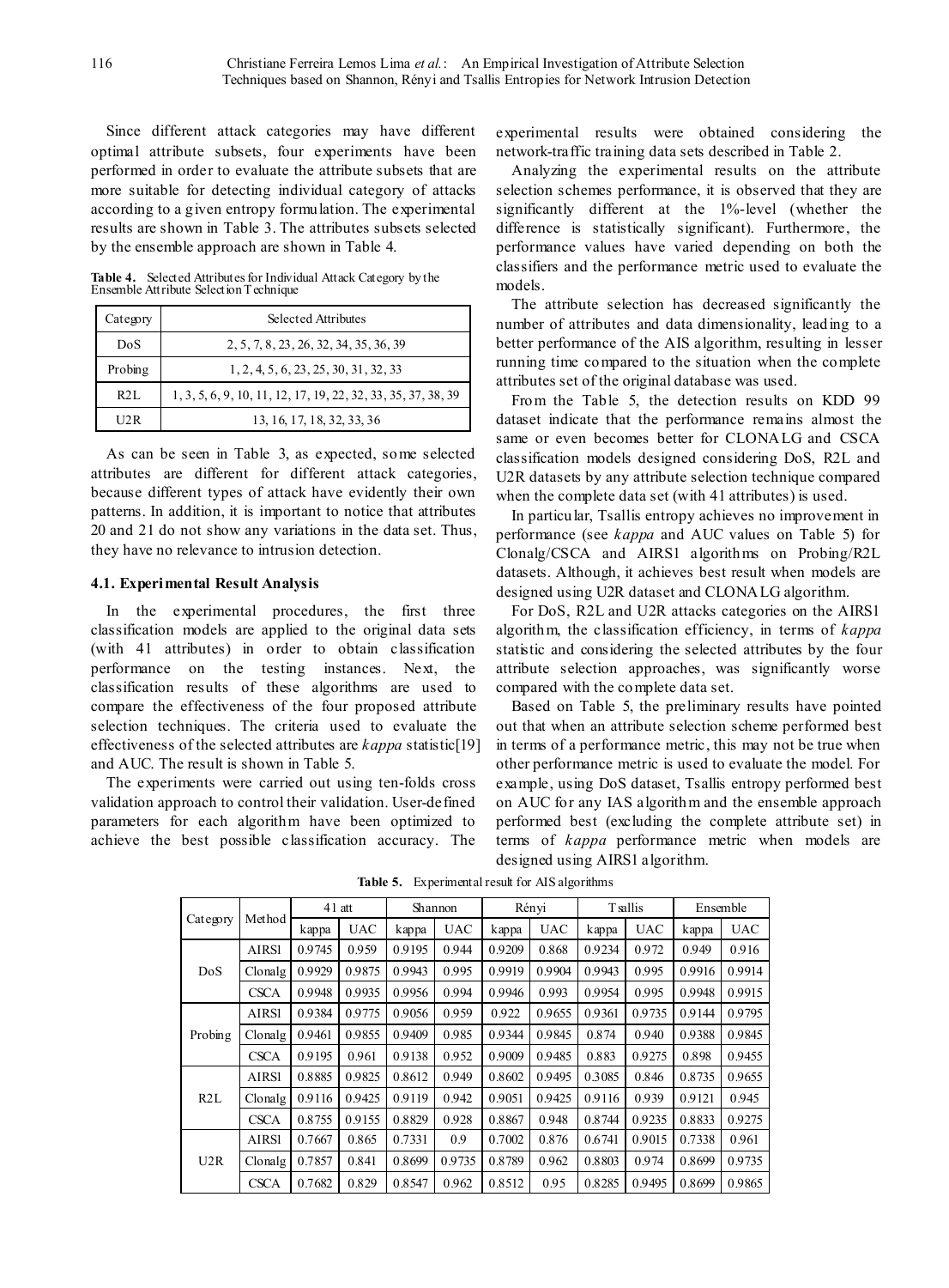Since different attack categories may have different optimal attribute subsets, four experiments have been performed in order to evaluate the attribute subsets that are more suitable for detecting individual category of attacks according to a given entropy formulation. The experimental results are shown in Table 3. The attributes subsets selected by the ensemble approach are shown in Table 4.

**Table 4.** Selected Attributes for Individual Attack Category by the Ensemble Attribute Selection Technique

| Category | Selected Attributes |
|---|---|
| DoS | 2, 5, 7, 8, 23, 26, 32, 34, 35, 36, 39 |
| Probing | 1, 2, 4, 5, 6, 23, 25, 30, 31, 32, 33 |
| R2L | 1, 3, 5, 6, 9, 10, 11, 12, 17, 19, 22, 32, 33, 35, 37, 38, 39 |
| U2R | 13, 16, 17, 18, 32, 33, 36 |

As can be seen in Table 3, as expected, some selected attributes are different for different attack categories, because different types of attack have evidently their own patterns. In addition, it is important to notice that attributes 20 and 21 do not show any variations in the data set. Thus, they have no relevance to intrusion detection.

### 4.1. Experimental Result Analysis

In the experimental procedures, the first three classification models are applied to the original data sets (with 41 attributes) in order to obtain classification performance on the testing instances. Next, the classification results of these algorithms are used to compare the effectiveness of the four proposed attribute selection techniques. The criteria used to evaluate the effectiveness of the selected attributes are *kappa* statistic[19] and AUC. The result is shown in Table 5.

The experiments were carried out using ten-folds cross validation approach to control their validation. User-defined parameters for each algorithm have been optimized to achieve the best possible classification accuracy. The experimental results were obtained considering the network-traffic training data sets described in Table 2.

Analyzing the experimental results on the attribute selection schemes performance, it is observed that they are significantly different at the 1%-level (whether the difference is statistically significant). Furthermore, the performance values have varied depending on both the classifiers and the performance metric used to evaluate the models.

The attribute selection has decreased significantly the number of attributes and data dimensionality, leading to a better performance of the AIS algorithm, resulting in lesser running time compared to the situation when the complete attributes set of the original database was used.

From the Table 5, the detection results on KDD 99 dataset indicate that the performance remains almost the same or even becomes better for CLONALG and CSCA classification models designed considering DoS, R2L and U2R datasets by any attribute selection technique compared when the complete data set (with 41 attributes) is used.

In particular, Tsallis entropy achieves no improvement in performance (see *kappa* and AUC values on Table 5) for Clonalg/CSCA and AIRS1 algorithms on Probing/R2L datasets. Although, it achieves best result when models are designed using U2R dataset and CLONALG algorithm.

For DoS, R2L and U2R attacks categories on the AIRS1 algorithm, the classification efficiency, in terms of *kappa* statistic and considering the selected attributes by the four attribute selection approaches, was significantly worse compared with the complete data set.

Based on Table 5, the preliminary results have pointed out that when an attribute selection scheme performed best in terms of a performance metric, this may not be true when other performance metric is used to evaluate the model. For example, using DoS dataset, Tsallis entropy performed best on AUC for any IAS algorithm and the ensemble approach performed best (excluding the complete attribute set) in terms of *kappa* performance metric when models are designed using AIRS1 algorithm.

**Table 5.** Experimental result for AIS algorithms

| Category | Method | 41 att | | Shannon | | Rényi | | Tsallis | | Ensemble | |
|---|---|---|---|---|---|---|---|---|---|---|---|
| | | kappa | UAC | kappa | UAC | kappa | UAC | kappa | UAC | kappa | UAC |
| DoS | AIRSl | 0.9745 | 0.959 | 0.9195 | 0.944 | 0.9209 | 0.868 | 0.9234 | 0.972 | 0.949 | 0.916 |
| | Clonalg | 0.9929 | 0.9875 | 0.9943 | 0.995 | 0.9919 | 0.9904 | 0.9943 | 0.995 | 0.9916 | 0.9914 |
| | CSCA | 0.9948 | 0.9935 | 0.9956 | 0.994 | 0.9946 | 0.993 | 0.9954 | 0.995 | 0.9948 | 0.9915 |
| Probing | AIRSl | 0.9384 | 0.9775 | 0.9056 | 0.959 | 0.922 | 0.9655 | 0.9361 | 0.9735 | 0.9144 | 0.9795 |
| | Clonalg | 0.9461 | 0.9855 | 0.9409 | 0.985 | 0.9344 | 0.9845 | 0.874 | 0.940 | 0.9388 | 0.9845 |
| | CSCA | 0.9195 | 0.961 | 0.9138 | 0.952 | 0.9009 | 0.9485 | 0.883 | 0.9275 | 0.898 | 0.9455 |
| R2L | AIRSl | 0.8885 | 0.9825 | 0.8612 | 0.949 | 0.8602 | 0.9495 | 0.3085 | 0.846 | 0.8735 | 0.9655 |
| | Clonalg | 0.9116 | 0.9425 | 0.9119 | 0.942 | 0.9051 | 0.9425 | 0.9116 | 0.939 | 0.9121 | 0.945 |
| | CSCA | 0.8755 | 0.9155 | 0.8829 | 0.928 | 0.8867 | 0.948 | 0.8744 | 0.9235 | 0.8833 | 0.9275 |
| U2R | AIRSl | 0.7667 | 0.865 | 0.7331 | 0.9 | 0.7002 | 0.876 | 0.6741 | 0.9015 | 0.7338 | 0.961 |
| | Clonalg | 0.7857 | 0.841 | 0.8699 | 0.9735 | 0.8789 | 0.962 | 0.8803 | 0.974 | 0.8699 | 0.9735 |
| | CSCA | 0.7682 | 0.829 | 0.8547 | 0.962 | 0.8512 | 0.95 | 0.8285 | 0.9495 | 0.8699 | 0.9865 |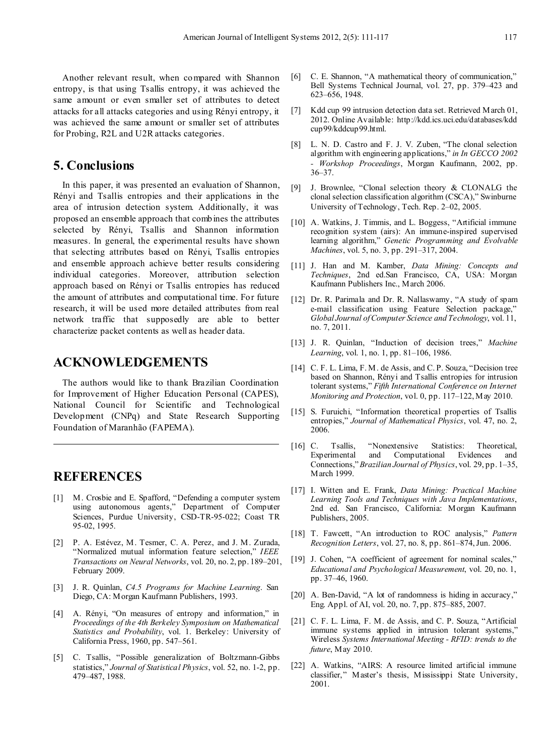Another relevant result, when compared with Shannon entropy, is that using Tsallis entropy, it was achieved the same amount or even smaller set of attributes to detect attacks for all attacks categories and using Rényi entropy, it was achieved the same amount or smaller set of attributes for Probing, R2L and U2R attacks categories.

## 5. Conclusions

In this paper, it was presented an evaluation of Shannon, Rényi and Tsallis entropies and their applications in the area of intrusion detection system. Additionally, it was proposed an ensemble approach that combines the attributes selected by Rényi, Tsallis and Shannon information measures. In general, the experimental results have shown that selecting attributes based on Rényi, Tsallis entropies and ensemble approach achieve better results considering individual categories. Moreover, attribution selection approach based on Rényi or Tsallis entropies has reduced the amount of attributes and computational time. For future research, it will be used more detailed attributes from real network traffic that supposedly are able to better characterize packet contents as well as header data.

## ACKNOWLEDGEMENTS

The authors would like to thank Brazilian Coordination for Improvement of Higher Education Personal (CAPES), National Council for Scientific and Technological Development (CNPq) and State Research Supporting Foundation of Maranhão (FAPEMA).

## REFERENCES

[1] M. Crosbie and E. Spafford, "Defending a computer system using autonomous agents," Department of Computer Sciences, Purdue University, CSD-TR-95-022; Coast TR 95-02, 1995.

[2] P. A. Estévez, M. Tesmer, C. A. Perez, and J. M. Zurada, "Normalized mutual information feature selection," *IEEE Transactions on Neural Networks*, vol. 20, no. 2, pp. 189–201, February 2009.

[3] J. R. Quinlan, *C4.5 Programs for Machine Learning*. San Diego, CA: Morgan Kaufmann Publishers, 1993.

[4] A. Rényi, "On measures of entropy and information," in *Proceedings of the 4th Berkeley Symposium on Mathematical Statistics and Probability*, vol. 1. Berkeley: University of California Press, 1960, pp. 547–561.

[5] C. Tsallis, "Possible generalization of Boltzmann-Gibbs statistics," *Journal of Statistical Physics*, vol. 52, no. 1-2, pp. 479–487, 1988.

[6] C. E. Shannon, "A mathematical theory of communication," Bell Systems Technical Journal, vol. 27, pp. 379–423 and 623–656, 1948.

[7] Kdd cup 99 intrusion detection data set. Retrieved March 01, 2012. Online Available: http://kdd.ics.uci.edu/databases/kddcup99/kddcup99.html.

[8] L. N. D. Castro and F. J. V. Zuben, "The clonal selection algorithm with engineering applications," *in In GECCO 2002 - Workshop Proceedings*, Morgan Kaufmann, 2002, pp. 36–37.

[9] J. Brownlee, "Clonal selection theory & CLONALG the clonal selection classification algorithm (CSCA)," Swinburne University of Technology, Tech. Rep. 2–02, 2005.

[10] A. Watkins, J. Timmis, and L. Boggess, "Artificial immune recognition system (airs): An immune-inspired supervised learning algorithm," *Genetic Programming and Evolvable Machines*, vol. 5, no. 3, pp. 291–317, 2004.

[11] J. Han and M. Kamber, *Data Mining: Concepts and Techniques*, 2nd ed.San Francisco, CA, USA: Morgan Kaufmann Publishers Inc., March 2006.

[12] Dr. R. Parimala and Dr. R. Nallaswamy, "A study of spam e-mail classification using Feature Selection package," *Global Journal of Computer Science and Technology*, vol. 11, no. 7, 2011.

[13] J. R. Quinlan, "Induction of decision trees," *Machine Learning*, vol. 1, no. 1, pp. 81–106, 1986.

[14] C. F. L. Lima, F. M. de Assis, and C. P. Souza, "Decision tree based on Shannon, Rényi and Tsallis entropies for intrusion tolerant systems," *Fifth International Conference on Internet Monitoring and Protection*, vol. 0, pp. 117–122, May 2010.

[15] S. Furuichi, "Information theoretical properties of Tsallis entropies," *Journal of Mathematical Physics*, vol. 47, no. 2, 2006.

[16] C. Tsallis, "Nonextensive Statistics: Theoretical, Experimental and Computational Evidences and Connections," *Brazilian Journal of Physics*, vol. 29, pp. 1–35, March 1999.

[17] I. Witten and E. Frank, *Data Mining: Practical Machine Learning Tools and Techniques with Java Implementations*, 2nd ed. San Francisco, California: Morgan Kaufmann Publishers, 2005.

[18] T. Fawcett, "An introduction to ROC analysis," *Pattern Recognition Letters*, vol. 27, no. 8, pp. 861–874, Jun. 2006.

[19] J. Cohen, "A coefficient of agreement for nominal scales," *Educational and Psychological Measurement*, vol. 20, no. 1, pp. 37–46, 1960.

[20] A. Ben-David, "A lot of randomness is hiding in accuracy," Eng. Appl. of AI, vol. 20, no. 7, pp. 875–885, 2007.

[21] C. F. L. Lima, F. M. de Assis, and C. P. Souza, "Artificial immune systems applied in intrusion tolerant systems," Wireless *Systems International Meeting - RFID: trends to the future*, May 2010.

[22] A. Watkins, "AIRS: A resource limited artificial immune classifier," Master's thesis, Mississippi State University, 2001.